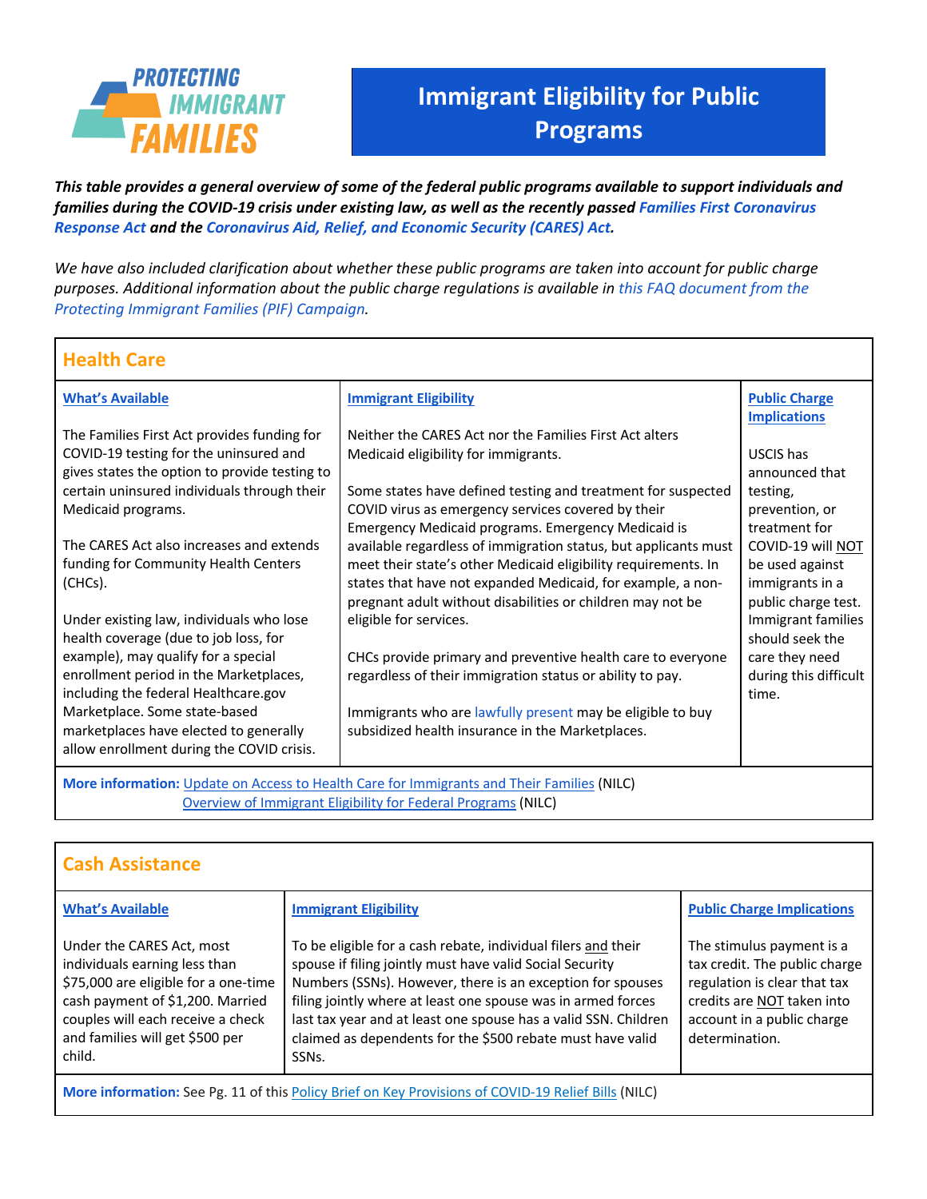# Immigrant Eligibility for Public Programs

***This table provides a general overview of some of the federal public programs available to support individuals and families during the COVID-19 crisis under existing law, as well as the recently passed Families First Coronavirus Response Act and the Coronavirus Aid, Relief, and Economic Security (CARES) Act.***

*We have also included clarification about whether these public programs are taken into account for public charge purposes. Additional information about the public charge regulations is available in this FAQ document from the Protecting Immigrant Families (PIF) Campaign.*

## Health Care

| What's Available | Immigrant Eligibility | Public Charge Implications |
|---|---|---|
| The Families First Act provides funding for COVID-19 testing for the uninsured and gives states the option to provide testing to certain uninsured individuals through their Medicaid programs.<br><br>The CARES Act also increases and extends funding for Community Health Centers (CHCs).<br><br>Under existing law, individuals who lose health coverage (due to job loss, for example), may qualify for a special enrollment period in the Marketplaces, including the federal Healthcare.gov Marketplace. Some state-based marketplaces have elected to generally allow enrollment during the COVID crisis. | Neither the CARES Act nor the Families First Act alters Medicaid eligibility for immigrants.<br><br>Some states have defined testing and treatment for suspected COVID virus as emergency services covered by their Emergency Medicaid programs. Emergency Medicaid is available regardless of immigration status, but applicants must meet their state's other Medicaid eligibility requirements. In states that have not expanded Medicaid, for example, a non-pregnant adult without disabilities or children may not be eligible for services.<br><br>CHCs provide primary and preventive health care to everyone regardless of their immigration status or ability to pay.<br><br>Immigrants who are lawfully present may be eligible to buy subsidized health insurance in the Marketplaces. | USCIS has announced that testing, prevention, or treatment for COVID-19 will NOT be used against immigrants in a public charge test. Immigrant families should seek the care they need during this difficult time. |

**More information:** Update on Access to Health Care for Immigrants and Their Families (NILC)
Overview of Immigrant Eligibility for Federal Programs (NILC)

## Cash Assistance

| What's Available | Immigrant Eligibility | Public Charge Implications |
|---|---|---|
| Under the CARES Act, most individuals earning less than $75,000 are eligible for a one-time cash payment of $1,200. Married couples will each receive a check and families will get $500 per child. | To be eligible for a cash rebate, individual filers and their spouse if filing jointly must have valid Social Security Numbers (SSNs). However, there is an exception for spouses filing jointly where at least one spouse was in armed forces last tax year and at least one spouse has a valid SSN. Children claimed as dependents for the $500 rebate must have valid SSNs. | The stimulus payment is a tax credit. The public charge regulation is clear that tax credits are NOT taken into account in a public charge determination. |

**More information:** See Pg. 11 of this Policy Brief on Key Provisions of COVID-19 Relief Bills (NILC)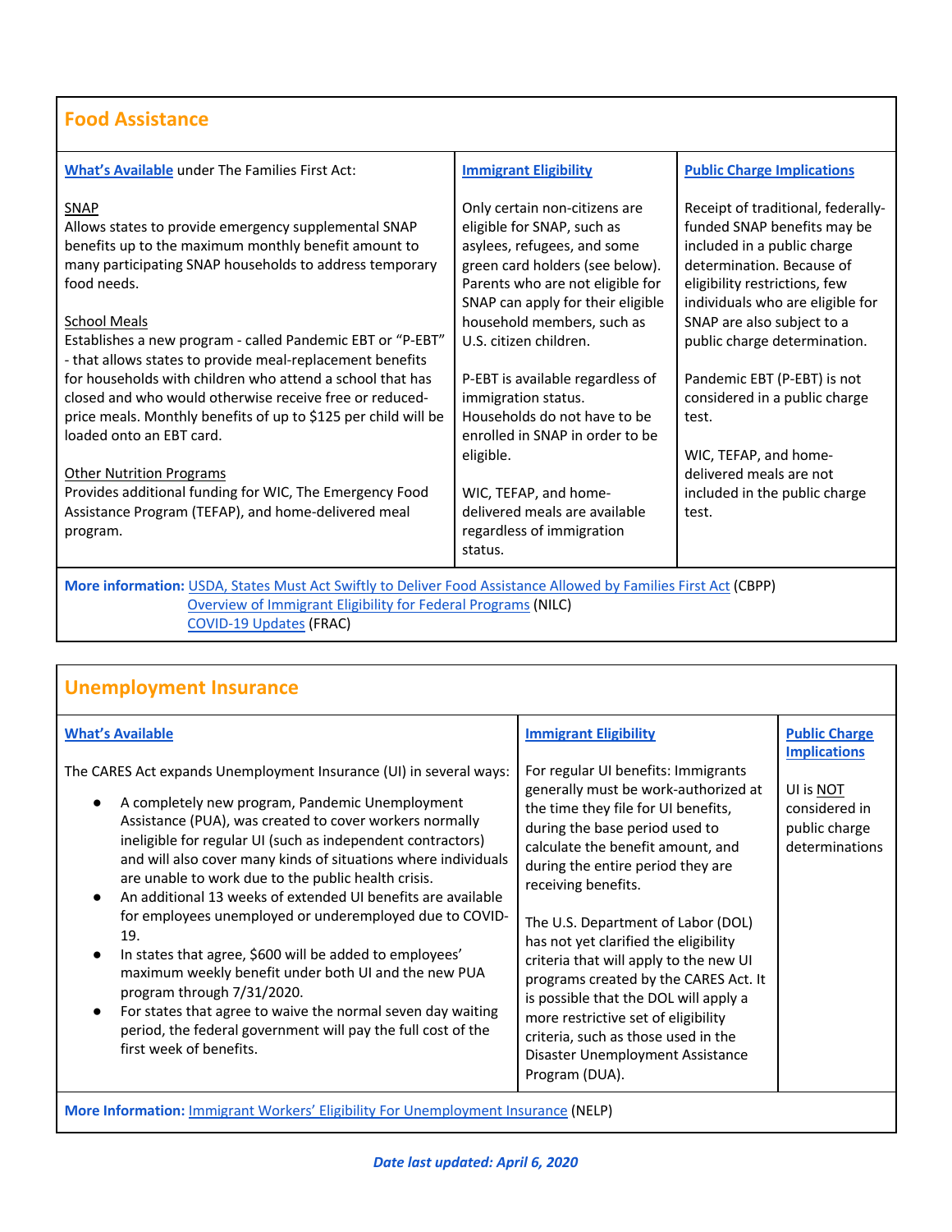## Food Assistance

| [What's Available](#) under The Families First Act: | [Immigrant Eligibility](#) | [Public Charge Implications](#) |
|---|---|---|
| SNAP<br>Allows states to provide emergency supplemental SNAP benefits up to the maximum monthly benefit amount to many participating SNAP households to address temporary food needs. | Only certain non-citizens are eligible for SNAP, such as asylees, refugees, and some green card holders (see below). Parents who are not eligible for SNAP can apply for their eligible household members, such as U.S. citizen children. | Receipt of traditional, federally-funded SNAP benefits may be included in a public charge determination. Because of eligibility restrictions, few individuals who are eligible for SNAP are also subject to a public charge determination. |
| School Meals<br>Establishes a new program - called Pandemic EBT or "P-EBT" - that allows states to provide meal-replacement benefits for households with children who attend a school that has closed and who would otherwise receive free or reduced-price meals. Monthly benefits of up to $125 per child will be loaded onto an EBT card. | P-EBT is available regardless of immigration status. Households do not have to be enrolled in SNAP in order to be eligible. | Pandemic EBT (P-EBT) is not considered in a public charge test. |
| Other Nutrition Programs<br>Provides additional funding for WIC, The Emergency Food Assistance Program (TEFAP), and home-delivered meal program. | WIC, TEFAP, and home-delivered meals are available regardless of immigration status. | WIC, TEFAP, and home-delivered meals are not included in the public charge test. |

**More information:** [USDA, States Must Act Swiftly to Deliver Food Assistance Allowed by Families First Act](#) (CBPP)
[Overview of Immigrant Eligibility for Federal Programs](#) (NILC)
[COVID-19 Updates](#) (FRAC)

## Unemployment Insurance

| [What's Available](#) | [Immigrant Eligibility](#) | [Public Charge Implications](#) |
|---|---|---|
| The CARES Act expands Unemployment Insurance (UI) in several ways:<br>• A completely new program, Pandemic Unemployment Assistance (PUA), was created to cover workers normally ineligible for regular UI (such as independent contractors) and will also cover many kinds of situations where individuals are unable to work due to the public health crisis.<br>• An additional 13 weeks of extended UI benefits are available for employees unemployed or underemployed due to COVID-19.<br>• In states that agree, $600 will be added to employees' maximum weekly benefit under both UI and the new PUA program through 7/31/2020.<br>• For states that agree to waive the normal seven day waiting period, the federal government will pay the full cost of the first week of benefits. | For regular UI benefits: Immigrants generally must be work-authorized at the time they file for UI benefits, during the base period used to calculate the benefit amount, and during the entire period they are receiving benefits.<br><br>The U.S. Department of Labor (DOL) has not yet clarified the eligibility criteria that will apply to the new UI programs created by the CARES Act. It is possible that the DOL will apply a more restrictive set of eligibility criteria, such as those used in the Disaster Unemployment Assistance Program (DUA). | UI is NOT considered in public charge determinations |

**More Information:** [Immigrant Workers' Eligibility For Unemployment Insurance](#) (NELP)

***Date last updated: April 6, 2020***